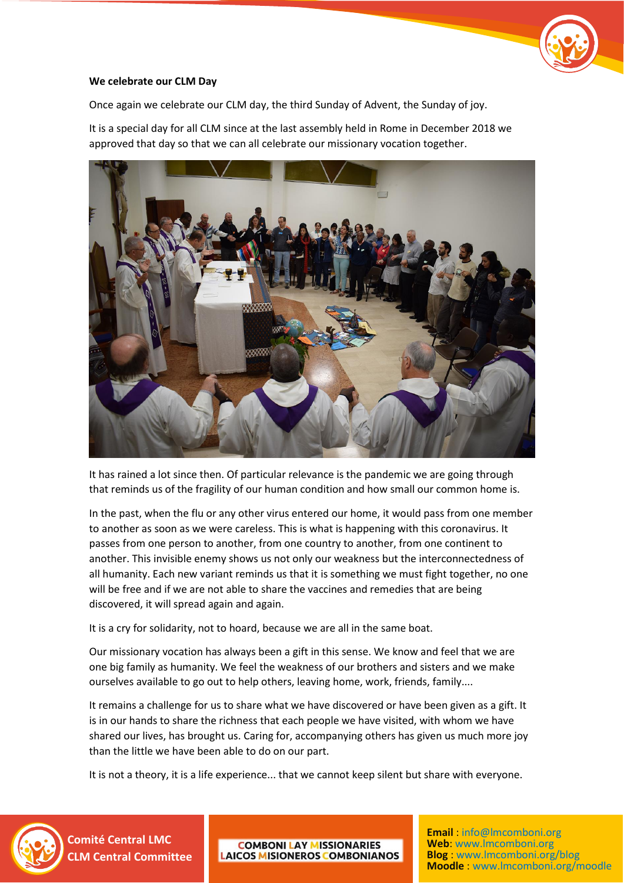**We celebrate our CLM Day**

Once again we celebrate our CLM day, the third Sunday of Advent, the Sunday of joy.

It is a special day for all CLM since at the last assembly held in Rome in December 2018 we approved that day so that we can all celebrate our missionary vocation together.

It has rained a lot since then. Of particular relevance is the pandemic we are going through that reminds us of the fragility of our human condition and how small our common home is.

In the past, when the flu or any other virus entered our home, it would pass from one member to another as soon as we were careless. This is what is happening with this coronavirus. It passes from one person to another, from one country to another, from one continent to another. This invisible enemy shows us not only our weakness but the interconnectedness of all humanity. Each new variant reminds us that it is something we must fight together, no one will be free and if we are not able to share the vaccines and remedies that are being discovered, it will spread again and again.

It is a cry for solidarity, not to hoard, because we are all in the same boat.

Our missionary vocation has always been a gift in this sense. We know and feel that we are one big family as humanity. We feel the weakness of our brothers and sisters and we make ourselves available to go out to help others, leaving home, work, friends, family....

It remains a challenge for us to share what we have discovered or have been given as a gift. It is in our hands to share the richness that each people we have visited, with whom we have shared our lives, has brought us. Caring for, accompanying others has given us much more joy than the little we have been able to do on our part.

It is not a theory, it is a life experience... that we cannot keep silent but share with everyone.

**Comité Central LMC**
**CLM Central Committee**

COMBONI LAY MISSIONARIES
LAICOS MISIONEROS COMBONIANOS

**Email** : info@lmcomboni.org
**Web**: www.lmcomboni.org
**Blog** : www.lmcomboni.org/blog
**Moodle** : www.lmcomboni.org/moodle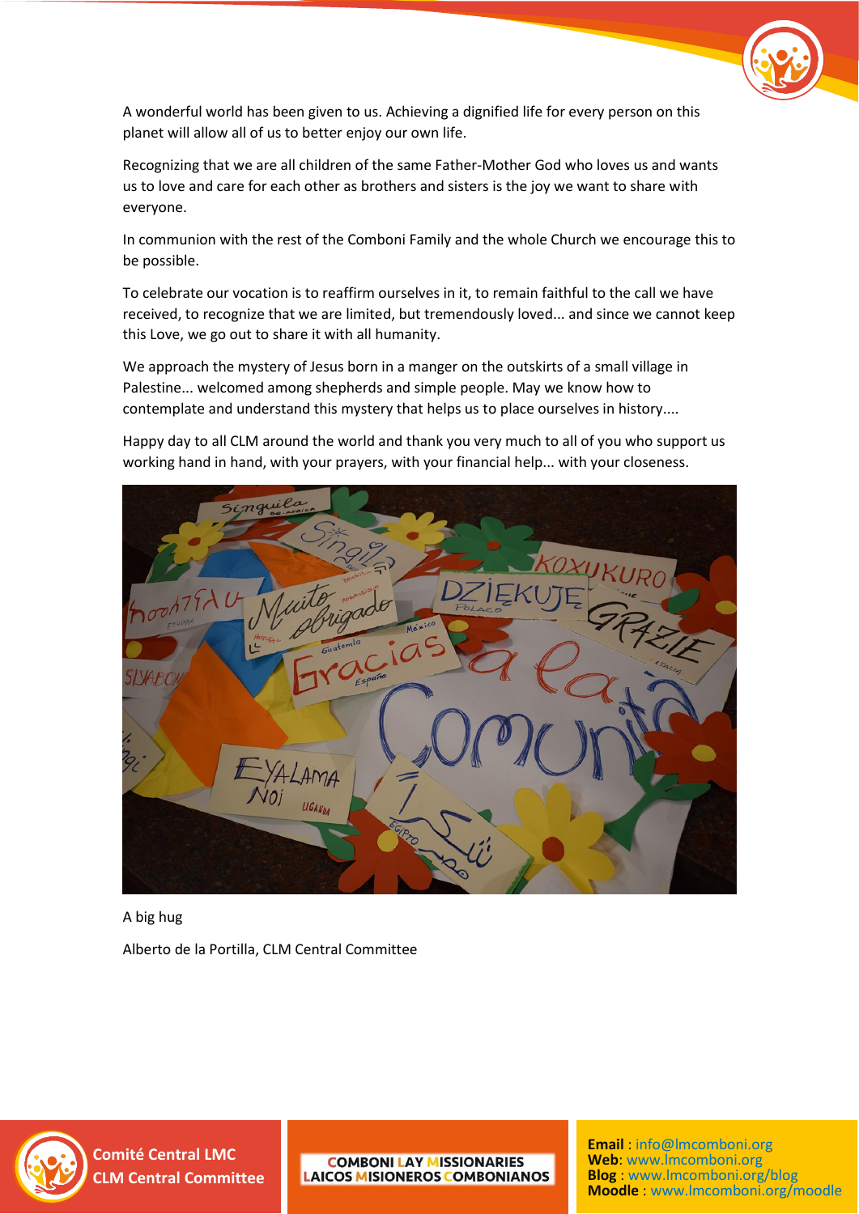A wonderful world has been given to us. Achieving a dignified life for every person on this planet will allow all of us to better enjoy our own life.

Recognizing that we are all children of the same Father-Mother God who loves us and wants us to love and care for each other as brothers and sisters is the joy we want to share with everyone.

In communion with the rest of the Comboni Family and the whole Church we encourage this to be possible.

To celebrate our vocation is to reaffirm ourselves in it, to remain faithful to the call we have received, to recognize that we are limited, but tremendously loved... and since we cannot keep this Love, we go out to share it with all humanity.

We approach the mystery of Jesus born in a manger on the outskirts of a small village in Palestine... welcomed among shepherds and simple people. May we know how to contemplate and understand this mystery that helps us to place ourselves in history....

Happy day to all CLM around the world and thank you very much to all of you who support us working hand in hand, with your prayers, with your financial help... with your closeness.

A big hug

Alberto de la Portilla, CLM Central Committee